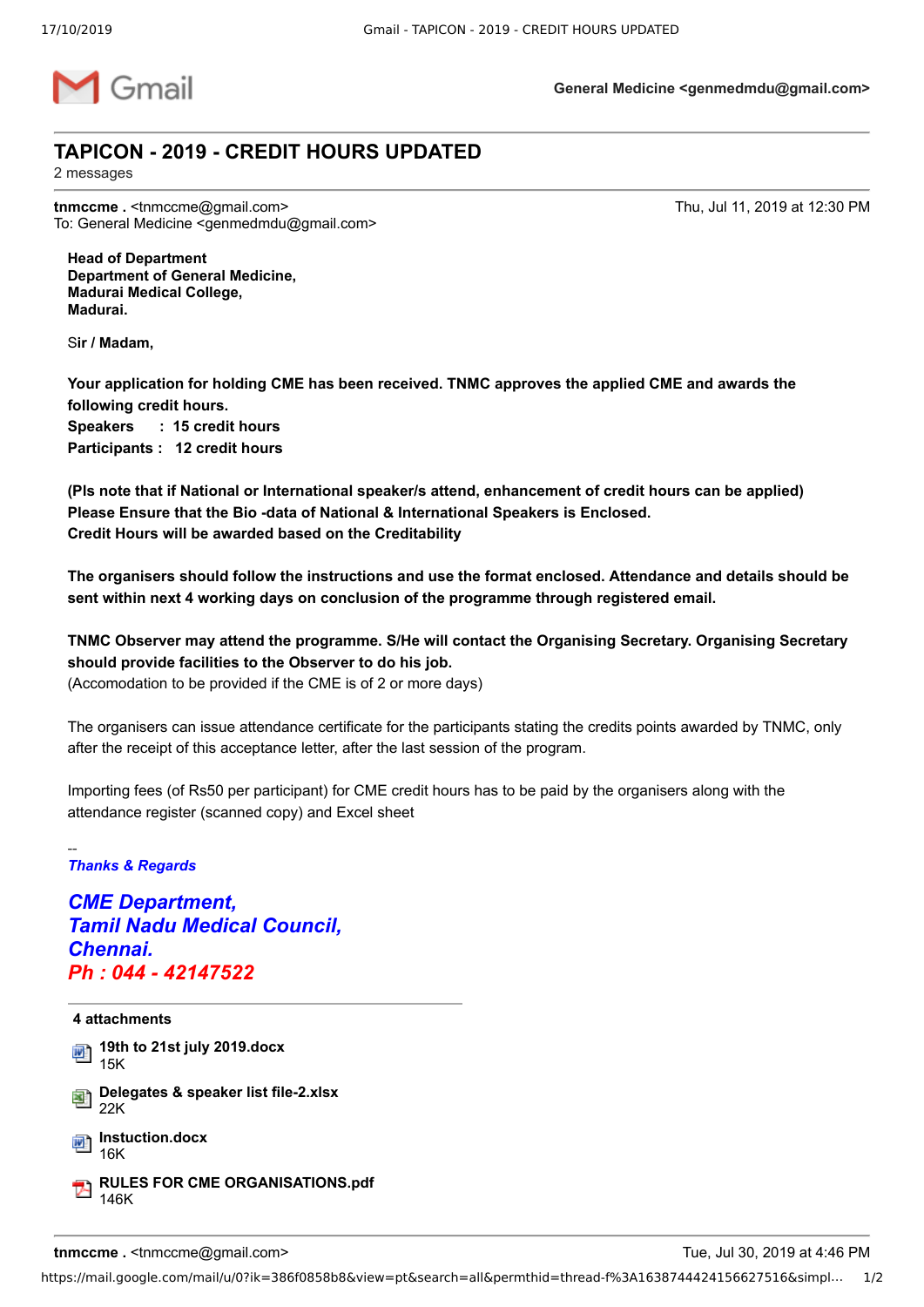Gmail

**General Medicine <genmedmdu@gmail.com>**

# TAPICON - 2019 - CREDIT HOURS UPDATED

2 messages

**tnmccme .** <tnmccme@gmail.com> — Thu, Jul 11, 2019 at 12:30 PM
To: General Medicine <genmedmdu@gmail.com>

**Head of Department**
**Department of General Medicine,**
**Madurai Medical College,**
**Madurai.**

Sir / **Madam,**

**Your application for holding CME has been received. TNMC approves the applied CME and awards the following credit hours.**
**Speakers : 15 credit hours**
**Participants : 12 credit hours**

**(Pls note that if National or International speaker/s attend, enhancement of credit hours can be applied)**
**Please Ensure that the Bio -data of National & International Speakers is Enclosed.**
**Credit Hours will be awarded based on the Creditability**

**The organisers should follow the instructions and use the format enclosed. Attendance and details should be sent within next 4 working days on conclusion of the programme through registered email.**

**TNMC Observer may attend the programme. S/He will contact the Organising Secretary. Organising Secretary should provide facilities to the Observer to do his job.**
(Accomodation to be provided if the CME is of 2 or more days)

The organisers can issue attendance certificate for the participants stating the credits points awarded by TNMC, only after the receipt of this acceptance letter, after the last session of the program.

Importing fees (of Rs50 per participant) for CME credit hours has to be paid by the organisers along with the attendance register (scanned copy) and Excel sheet

--
***Thanks & Regards***

***CME Department,***
***Tamil Nadu Medical Council,***
***Chennai.***
***Ph : 044 - 42147522***

**4 attachments**

- **19th to 21st july 2019.docx**
  15K
- **Delegates & speaker list file-2.xlsx**
  22K
- **Instuction.docx**
  16K
- **RULES FOR CME ORGANISATIONS.pdf**
  146K

**tnmccme .** <tnmccme@gmail.com> — Tue, Jul 30, 2019 at 4:46 PM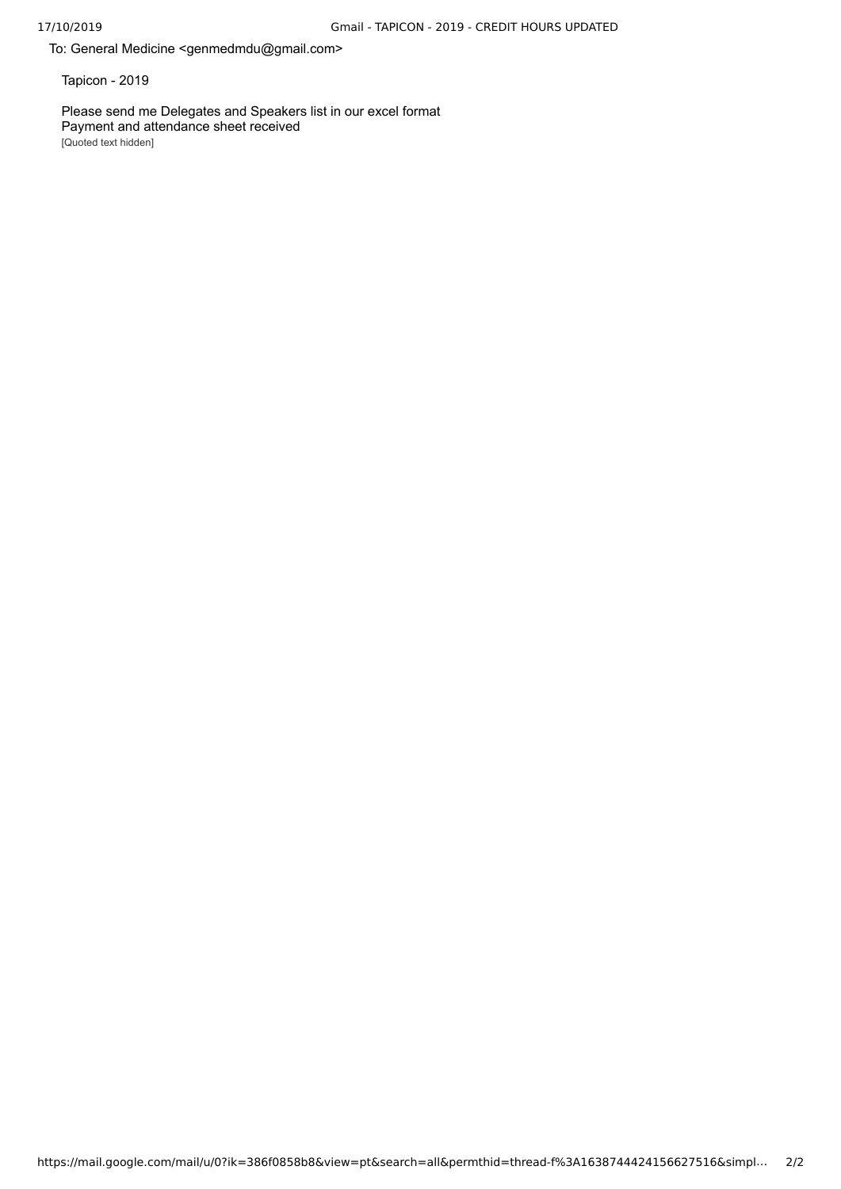To: General Medicine <genmedmdu@gmail.com>

Tapicon - 2019

Please send me Delegates and Speakers list in our excel format
Payment and attendance sheet received
[Quoted text hidden]